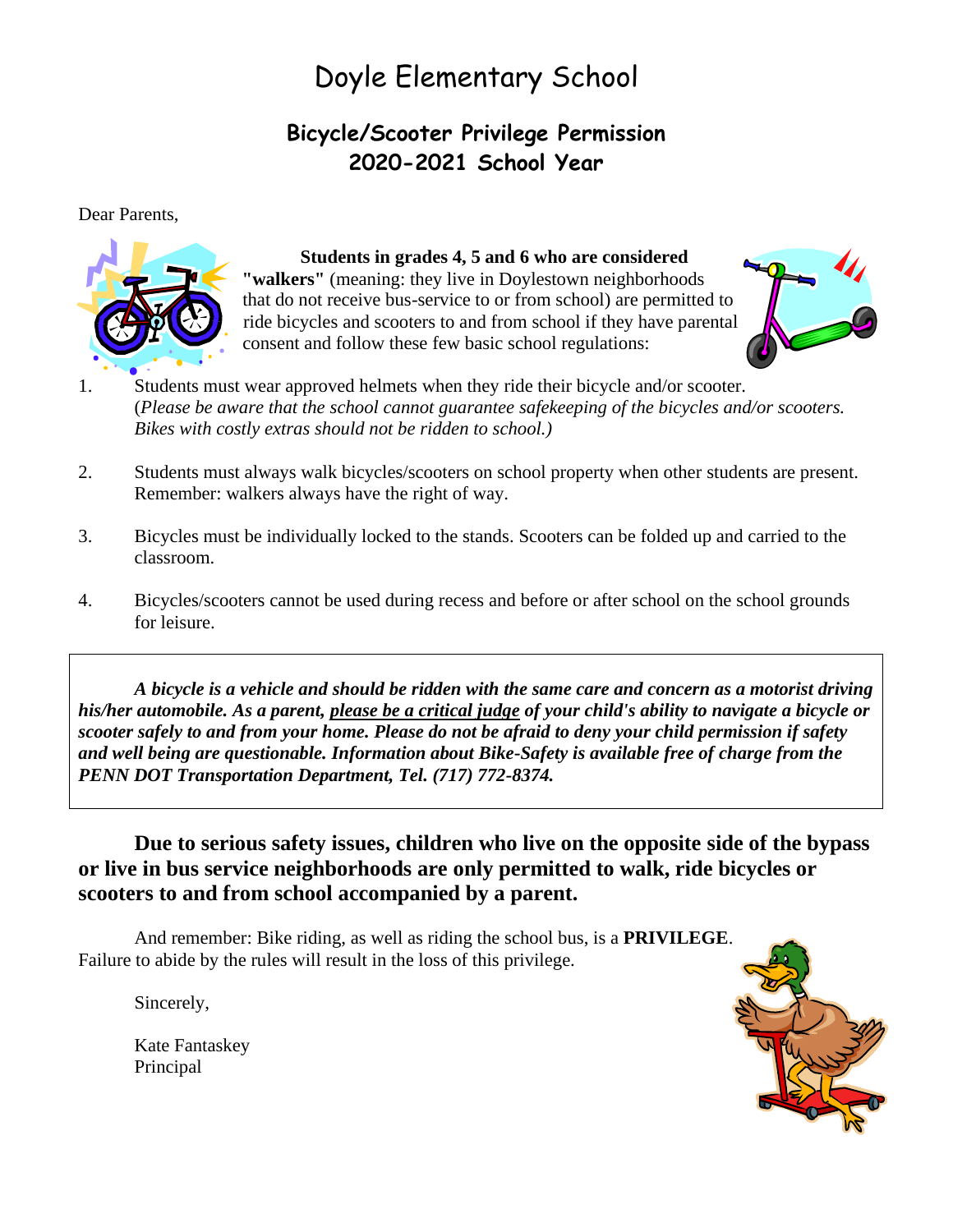# Doyle Elementary School

## Bicycle/Scooter Privilege Permission
## 2020-2021 School Year

Dear Parents,

**Students in grades 4, 5 and 6 who are considered "walkers"** (meaning: they live in Doylestown neighborhoods that do not receive bus-service to or from school) are permitted to ride bicycles and scooters to and from school if they have parental consent and follow these few basic school regulations:

1. Students must wear approved helmets when they ride their bicycle and/or scooter. (*Please be aware that the school cannot guarantee safekeeping of the bicycles and/or scooters. Bikes with costly extras should not be ridden to school.)*

2. Students must always walk bicycles/scooters on school property when other students are present. Remember: walkers always have the right of way.

3. Bicycles must be individually locked to the stands. Scooters can be folded up and carried to the classroom.

4. Bicycles/scooters cannot be used during recess and before or after school on the school grounds for leisure.

***A bicycle is a vehicle and should be ridden with the same care and concern as a motorist driving his/her automobile. As a parent, <u>please be a critical judge</u> of your child's ability to navigate a bicycle or scooter safely to and from your home. Please do not be afraid to deny your child permission if safety and well being are questionable. Information about Bike-Safety is available free of charge from the PENN DOT Transportation Department, Tel. (717) 772-8374.***

**Due to serious safety issues, children who live on the opposite side of the bypass or live in bus service neighborhoods are only permitted to walk, ride bicycles or scooters to and from school accompanied by a parent.**

And remember: Bike riding, as well as riding the school bus, is a **PRIVILEGE**. Failure to abide by the rules will result in the loss of this privilege.

Sincerely,

Kate Fantaskey
Principal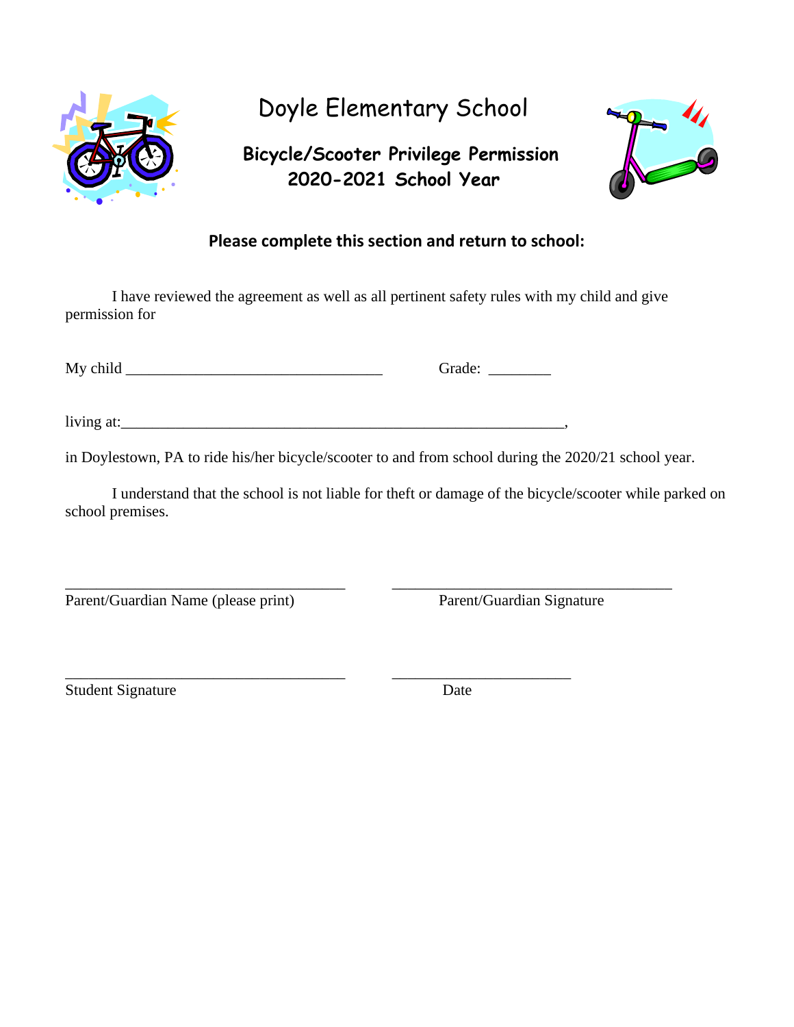# Doyle Elementary School

## Bicycle/Scooter Privilege Permission
## 2020-2021 School Year

**Please complete this section and return to school:**

I have reviewed the agreement as well as all pertinent safety rules with my child and give permission for

My child ___________________________________ Grade: ________

living at:____________________________________________________________,

in Doylestown, PA to ride his/her bicycle/scooter to and from school during the 2020/21 school year.

I understand that the school is not liable for theft or damage of the bicycle/scooter while parked on school premises.

_____________________________________ _____________________________________
Parent/Guardian Name (please print) Parent/Guardian Signature

_____________________________________ ________________________
Student Signature Date